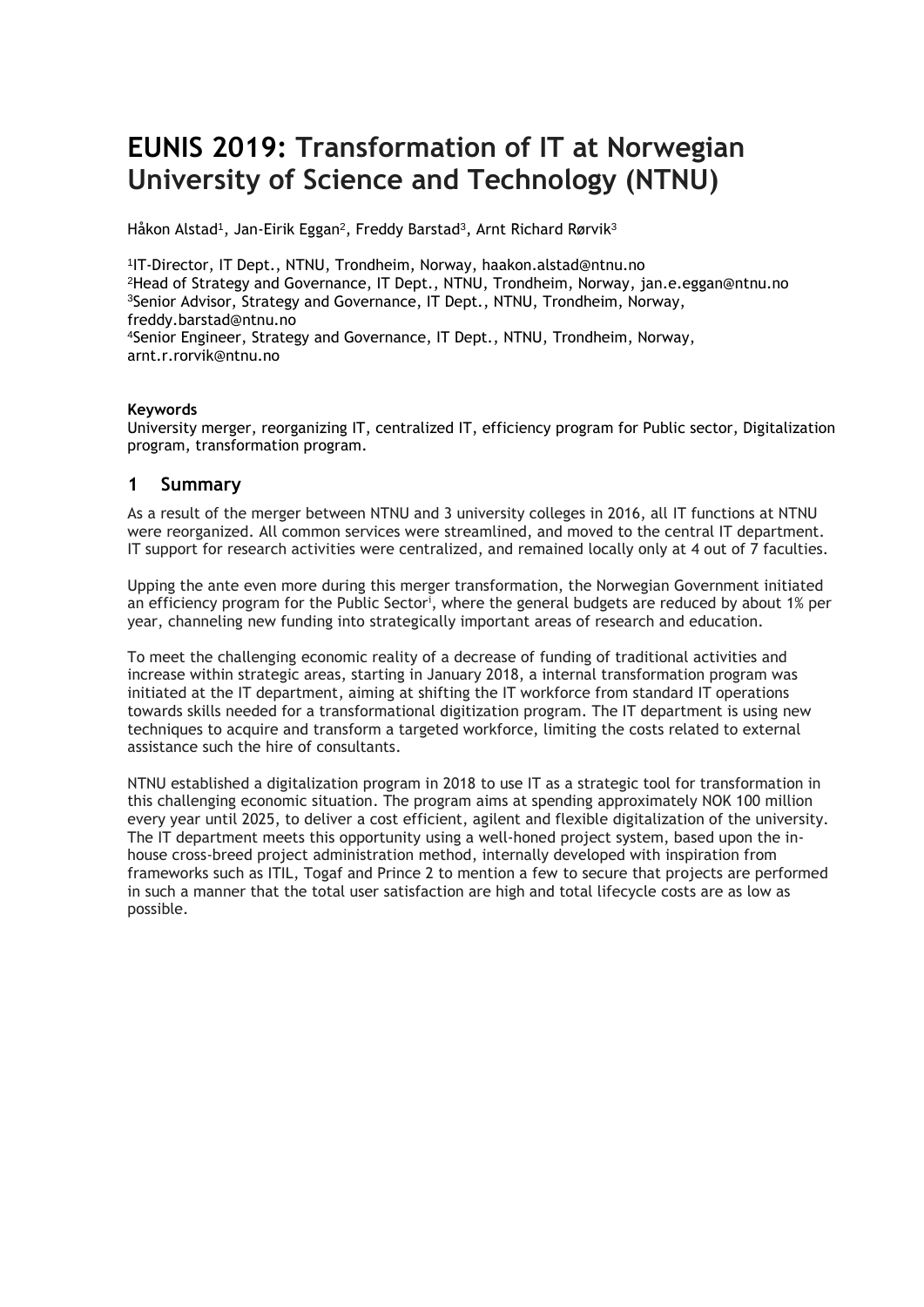# EUNIS 2019: Transformation of IT at Norwegian University of Science and Technology (NTNU)

Håkon Alstad[1], Jan-Eirik Eggan[2], Freddy Barstad[3], Arnt Richard Rørvik[3]

[1]IT-Director, IT Dept., NTNU, Trondheim, Norway, haakon.alstad@ntnu.no
[2]Head of Strategy and Governance, IT Dept., NTNU, Trondheim, Norway, jan.e.eggan@ntnu.no
[3]Senior Advisor, Strategy and Governance, IT Dept., NTNU, Trondheim, Norway, freddy.barstad@ntnu.no
[4]Senior Engineer, Strategy and Governance, IT Dept., NTNU, Trondheim, Norway, arnt.r.rorvik@ntnu.no

**Keywords**

University merger, reorganizing IT, centralized IT, efficiency program for Public sector, Digitalization program, transformation program.

## 1 Summary

As a result of the merger between NTNU and 3 university colleges in 2016, all IT functions at NTNU were reorganized. All common services were streamlined, and moved to the central IT department. IT support for research activities were centralized, and remained locally only at 4 out of 7 faculties.

Upping the ante even more during this merger transformation, the Norwegian Government initiated an efficiency program for the Public Sector[i], where the general budgets are reduced by about 1% per year, channeling new funding into strategically important areas of research and education.

To meet the challenging economic reality of a decrease of funding of traditional activities and increase within strategic areas, starting in January 2018, a internal transformation program was initiated at the IT department, aiming at shifting the IT workforce from standard IT operations towards skills needed for a transformational digitization program. The IT department is using new techniques to acquire and transform a targeted workforce, limiting the costs related to external assistance such the hire of consultants.

NTNU established a digitalization program in 2018 to use IT as a strategic tool for transformation in this challenging economic situation. The program aims at spending approximately NOK 100 million every year until 2025, to deliver a cost efficient, agilent and flexible digitalization of the university. The IT department meets this opportunity using a well-honed project system, based upon the in-house cross-breed project administration method, internally developed with inspiration from frameworks such as ITIL, Togaf and Prince 2 to mention a few to secure that projects are performed in such a manner that the total user satisfaction are high and total lifecycle costs are as low as possible.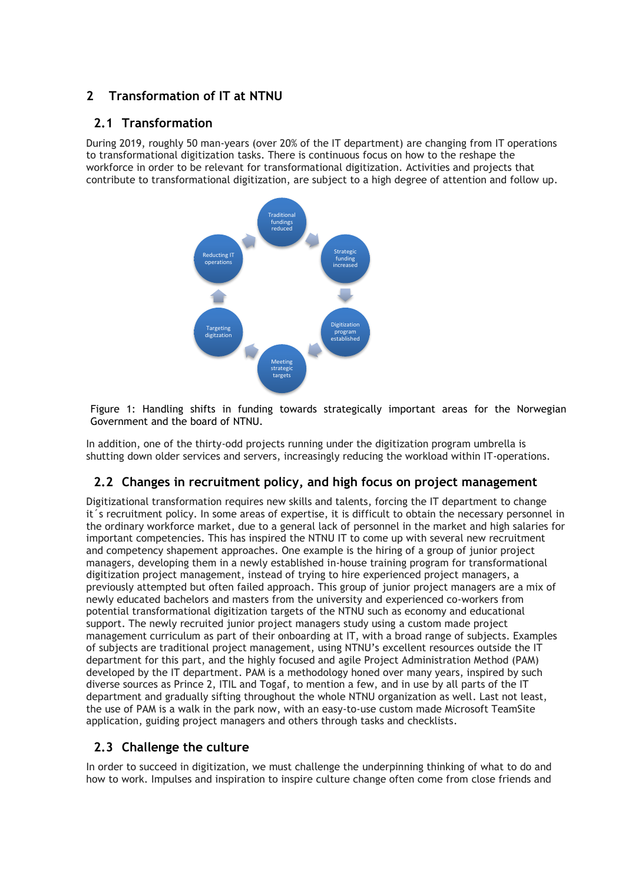## 2 Transformation of IT at NTNU

### 2.1 Transformation

During 2019, roughly 50 man-years (over 20% of the IT department) are changing from IT operations to transformational digitization tasks. There is continuous focus on how to the reshape the workforce in order to be relevant for transformational digitization. Activities and projects that contribute to transformational digitization, are subject to a high degree of attention and follow up.

Figure 1: Handling shifts in funding towards strategically important areas for the Norwegian Government and the board of NTNU.

In addition, one of the thirty-odd projects running under the digitization program umbrella is shutting down older services and servers, increasingly reducing the workload within IT-operations.

### 2.2 Changes in recruitment policy, and high focus on project management

Digitizational transformation requires new skills and talents, forcing the IT department to change it´s recruitment policy. In some areas of expertise, it is difficult to obtain the necessary personnel in the ordinary workforce market, due to a general lack of personnel in the market and high salaries for important competencies. This has inspired the NTNU IT to come up with several new recruitment and competency shapement approaches. One example is the hiring of a group of junior project managers, developing them in a newly established in-house training program for transformational digitization project management, instead of trying to hire experienced project managers, a previously attempted but often failed approach. This group of junior project managers are a mix of newly educated bachelors and masters from the university and experienced co-workers from potential transformational digitization targets of the NTNU such as economy and educational support. The newly recruited junior project managers study using a custom made project management curriculum as part of their onboarding at IT, with a broad range of subjects. Examples of subjects are traditional project management, using NTNU's excellent resources outside the IT department for this part, and the highly focused and agile Project Administration Method (PAM) developed by the IT department. PAM is a methodology honed over many years, inspired by such diverse sources as Prince 2, ITIL and Togaf, to mention a few, and in use by all parts of the IT department and gradually sifting throughout the whole NTNU organization as well. Last not least, the use of PAM is a walk in the park now, with an easy-to-use custom made Microsoft TeamSite application, guiding project managers and others through tasks and checklists.

### 2.3 Challenge the culture

In order to succeed in digitization, we must challenge the underpinning thinking of what to do and how to work. Impulses and inspiration to inspire culture change often come from close friends and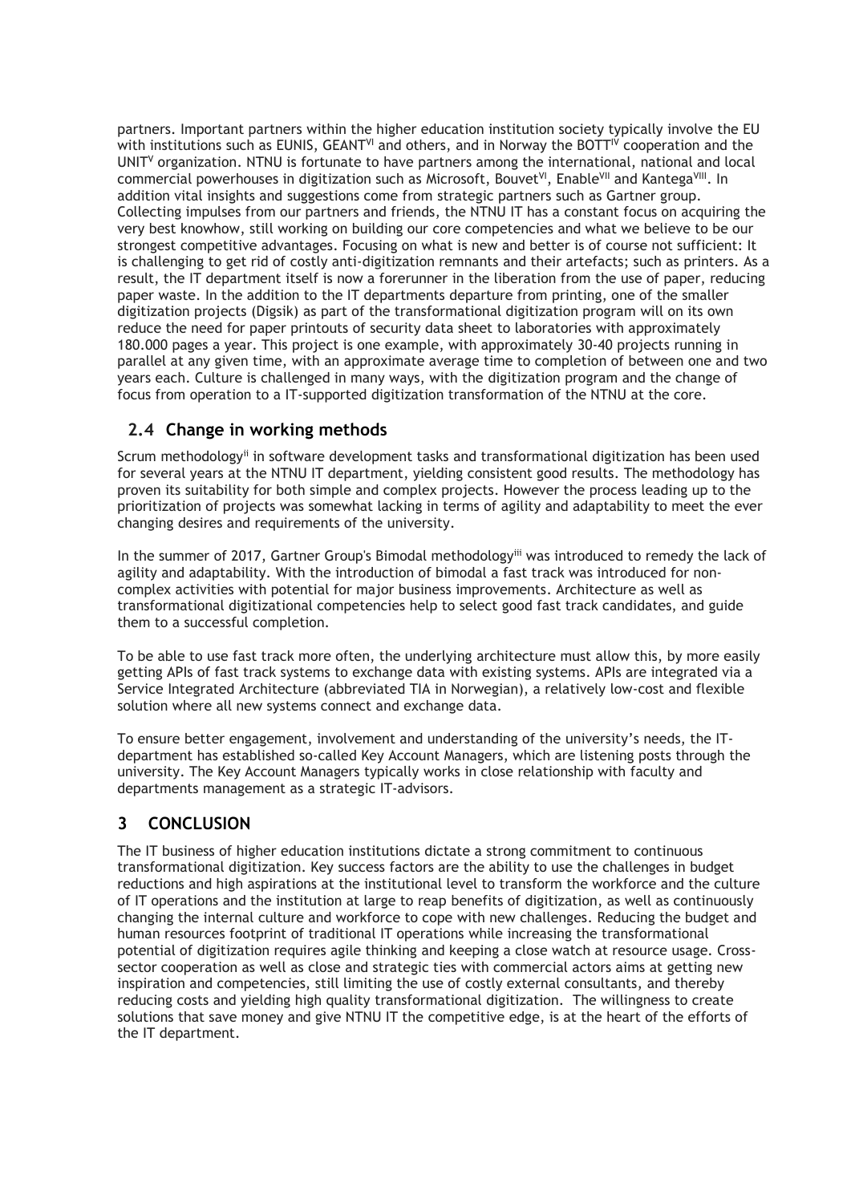partners. Important partners within the higher education institution society typically involve the EU with institutions such as EUNIS, GEANT[VI] and others, and in Norway the BOTT[IV] cooperation and the UNIT[V] organization. NTNU is fortunate to have partners among the international, national and local commercial powerhouses in digitization such as Microsoft, Bouvet[VI], Enable[VII] and Kantega[VIII]. In addition vital insights and suggestions come from strategic partners such as Gartner group. Collecting impulses from our partners and friends, the NTNU IT has a constant focus on acquiring the very best knowhow, still working on building our core competencies and what we believe to be our strongest competitive advantages. Focusing on what is new and better is of course not sufficient: It is challenging to get rid of costly anti-digitization remnants and their artefacts; such as printers. As a result, the IT department itself is now a forerunner in the liberation from the use of paper, reducing paper waste. In the addition to the IT departments departure from printing, one of the smaller digitization projects (Digsik) as part of the transformational digitization program will on its own reduce the need for paper printouts of security data sheet to laboratories with approximately 180.000 pages a year. This project is one example, with approximately 30-40 projects running in parallel at any given time, with an approximate average time to completion of between one and two years each. Culture is challenged in many ways, with the digitization program and the change of focus from operation to a IT-supported digitization transformation of the NTNU at the core.

## 2.4 Change in working methods

Scrum methodology[ii] in software development tasks and transformational digitization has been used for several years at the NTNU IT department, yielding consistent good results. The methodology has proven its suitability for both simple and complex projects. However the process leading up to the prioritization of projects was somewhat lacking in terms of agility and adaptability to meet the ever changing desires and requirements of the university.

In the summer of 2017, Gartner Group's Bimodal methodology[iii] was introduced to remedy the lack of agility and adaptability. With the introduction of bimodal a fast track was introduced for non-complex activities with potential for major business improvements. Architecture as well as transformational digitizational competencies help to select good fast track candidates, and guide them to a successful completion.

To be able to use fast track more often, the underlying architecture must allow this, by more easily getting APIs of fast track systems to exchange data with existing systems. APIs are integrated via a Service Integrated Architecture (abbreviated TIA in Norwegian), a relatively low-cost and flexible solution where all new systems connect and exchange data.

To ensure better engagement, involvement and understanding of the university's needs, the IT-department has established so-called Key Account Managers, which are listening posts through the university. The Key Account Managers typically works in close relationship with faculty and departments management as a strategic IT-advisors.

# 3 CONCLUSION

The IT business of higher education institutions dictate a strong commitment to continuous transformational digitization. Key success factors are the ability to use the challenges in budget reductions and high aspirations at the institutional level to transform the workforce and the culture of IT operations and the institution at large to reap benefits of digitization, as well as continuously changing the internal culture and workforce to cope with new challenges. Reducing the budget and human resources footprint of traditional IT operations while increasing the transformational potential of digitization requires agile thinking and keeping a close watch at resource usage. Cross-sector cooperation as well as close and strategic ties with commercial actors aims at getting new inspiration and competencies, still limiting the use of costly external consultants, and thereby reducing costs and yielding high quality transformational digitization. The willingness to create solutions that save money and give NTNU IT the competitive edge, is at the heart of the efforts of the IT department.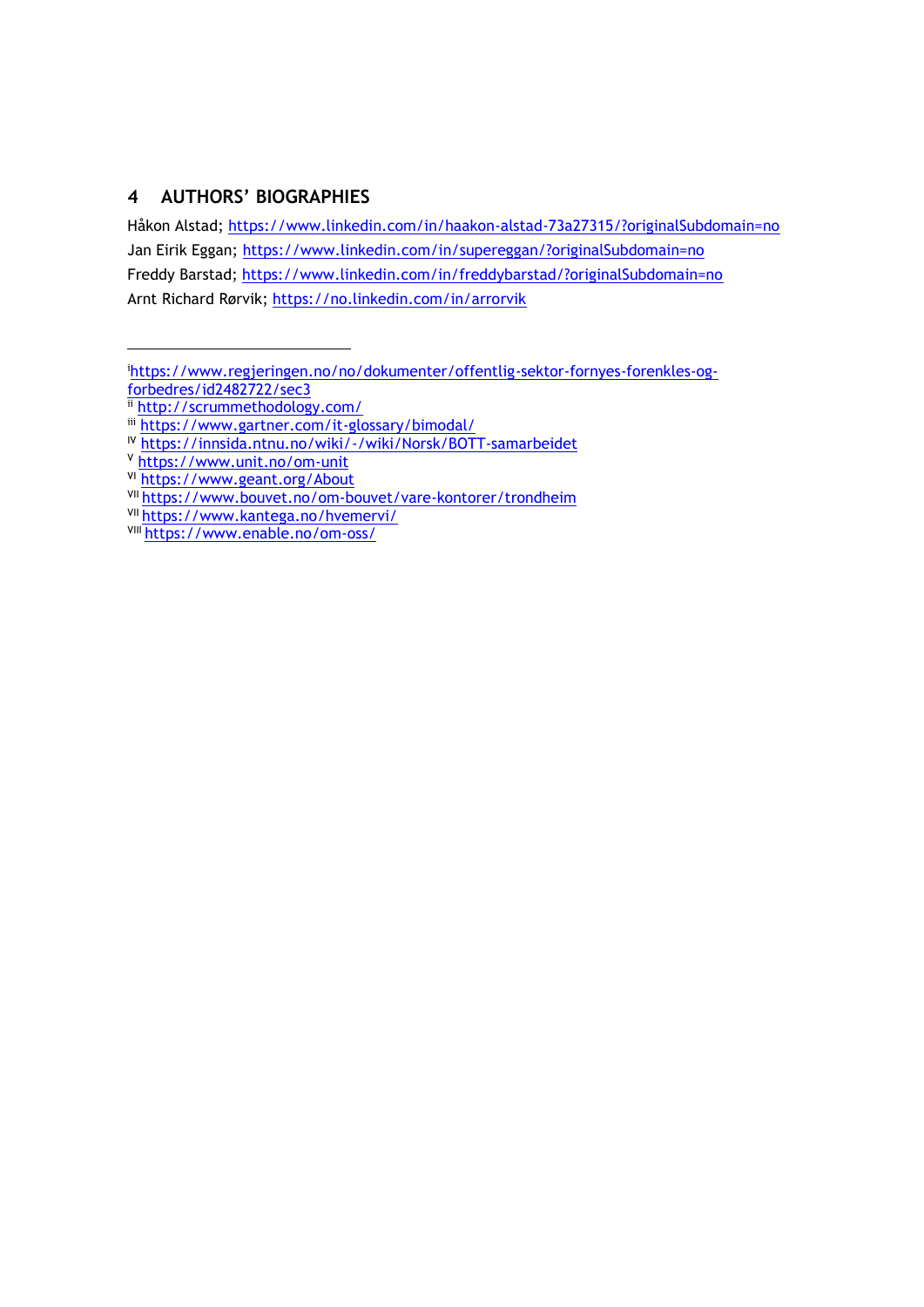## 4 AUTHORS' BIOGRAPHIES

Håkon Alstad; https://www.linkedin.com/in/haakon-alstad-73a27315/?originalSubdomain=no

Jan Eirik Eggan; https://www.linkedin.com/in/supereggan/?originalSubdomain=no

Freddy Barstad; https://www.linkedin.com/in/freddybarstad/?originalSubdomain=no

Arnt Richard Rørvik; https://no.linkedin.com/in/arrorvik

---

[i] https://www.regjeringen.no/no/dokumenter/offentlig-sektor-fornyes-forenkles-og-forbedres/id2482722/sec3

[ii] http://scrummethodology.com/

[iii] https://www.gartner.com/it-glossary/bimodal/

[IV] https://innsida.ntnu.no/wiki/-/wiki/Norsk/BOTT-samarbeidet

[V] https://www.unit.no/om-unit

[VI] https://www.geant.org/About

[VII] https://www.bouvet.no/om-bouvet/vare-kontorer/trondheim

[VII] https://www.kantega.no/hvemervi/

[VIII] https://www.enable.no/om-oss/